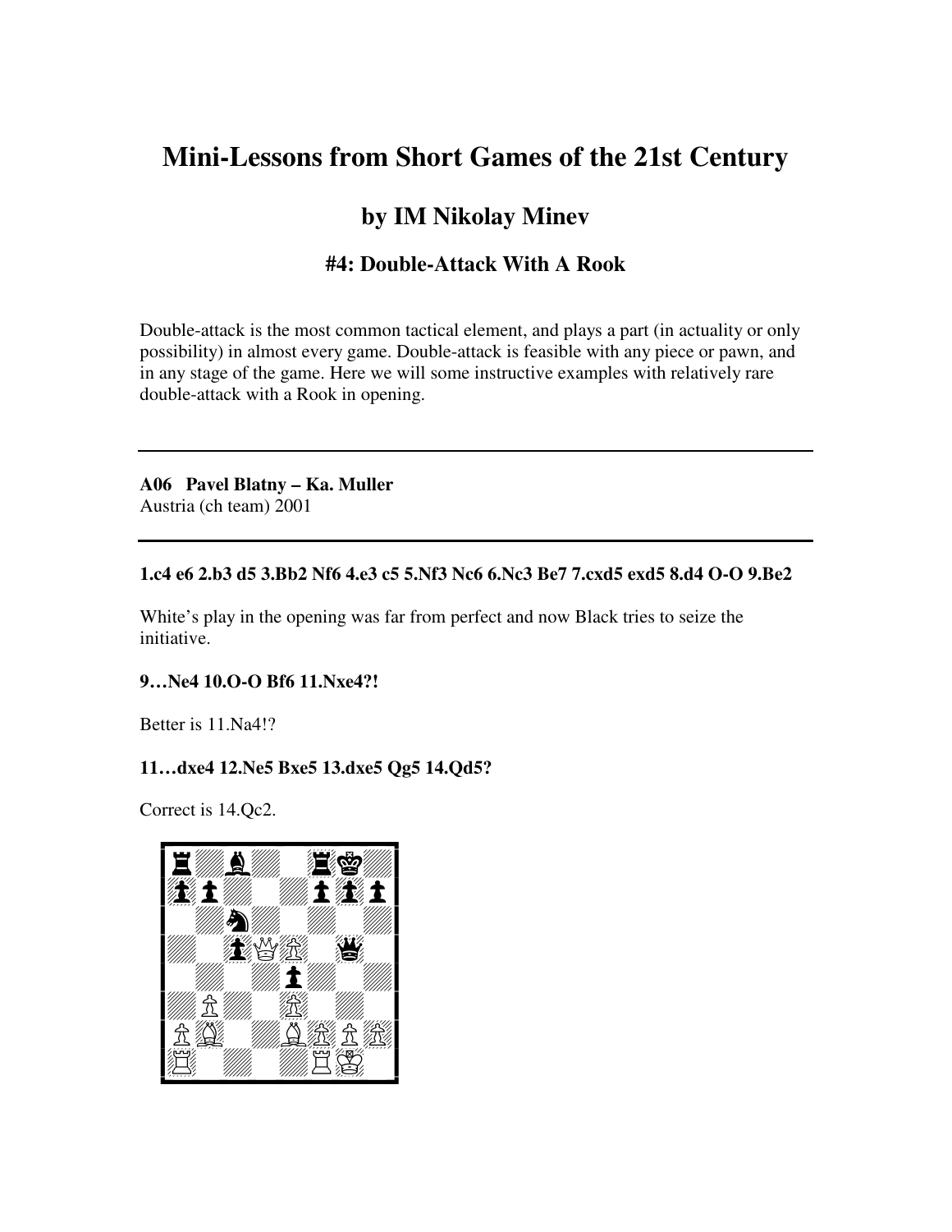# Mini-Lessons from Short Games of the 21st Century

## by IM Nikolay Minev

### #4: Double-Attack With A Rook

Double-attack is the most common tactical element, and plays a part (in actuality or only possibility) in almost every game. Double-attack is feasible with any piece or pawn, and in any stage of the game. Here we will some instructive examples with relatively rare double-attack with a Rook in opening.

---

**A06 Pavel Blatny – Ka. Muller**
Austria (ch team) 2001

---

**1.c4 e6 2.b3 d5 3.Bb2 Nf6 4.e3 c5 5.Nf3 Nc6 6.Nc3 Be7 7.cxd5 exd5 8.d4 O-O 9.Be2**

White's play in the opening was far from perfect and now Black tries to seize the initiative.

**9…Ne4 10.O-O Bf6 11.Nxe4?!**

Better is 11.Na4!?

**11…dxe4 12.Ne5 Bxe5 13.dxe5 Qg5 14.Qd5?**

Correct is 14.Qc2.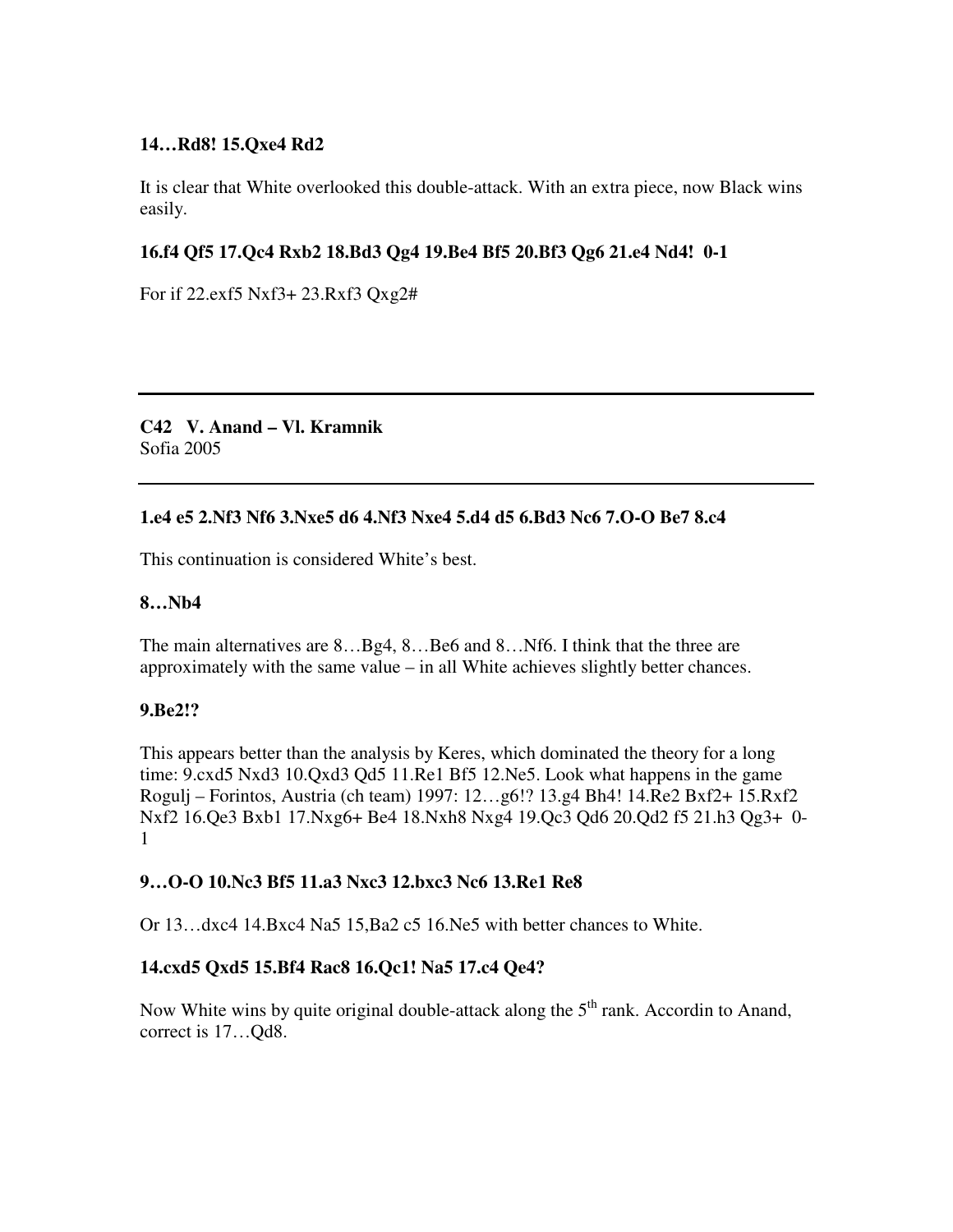**14…Rd8! 15.Qxe4 Rd2**

It is clear that White overlooked this double-attack. With an extra piece, now Black wins easily.

**16.f4 Qf5 17.Qc4 Rxb2 18.Bd3 Qg4 19.Be4 Bf5 20.Bf3 Qg6 21.e4 Nd4! 0-1**

For if 22.exf5 Nxf3+ 23.Rxf3 Qxg2#

---

**C42 V. Anand – Vl. Kramnik**
Sofia 2005

---

**1.e4 e5 2.Nf3 Nf6 3.Nxe5 d6 4.Nf3 Nxe4 5.d4 d5 6.Bd3 Nc6 7.O-O Be7 8.c4**

This continuation is considered White's best.

**8…Nb4**

The main alternatives are 8…Bg4, 8…Be6 and 8…Nf6. I think that the three are approximately with the same value – in all White achieves slightly better chances.

**9.Be2!?**

This appears better than the analysis by Keres, which dominated the theory for a long time: 9.cxd5 Nxd3 10.Qxd3 Qd5 11.Re1 Bf5 12.Ne5. Look what happens in the game Rogulj – Forintos, Austria (ch team) 1997: 12…g6!? 13.g4 Bh4! 14.Re2 Bxf2+ 15.Rxf2 Nxf2 16.Qe3 Bxb1 17.Nxg6+ Be4 18.Nxh8 Nxg4 19.Qc3 Qd6 20.Qd2 f5 21.h3 Qg3+ 0-1

**9…O-O 10.Nc3 Bf5 11.a3 Nxc3 12.bxc3 Nc6 13.Re1 Re8**

Or 13…dxc4 14.Bxc4 Na5 15,Ba2 c5 16.Ne5 with better chances to White.

**14.cxd5 Qxd5 15.Bf4 Rac8 16.Qc1! Na5 17.c4 Qe4?**

Now White wins by quite original double-attack along the 5th rank. Accordin to Anand, correct is 17…Qd8.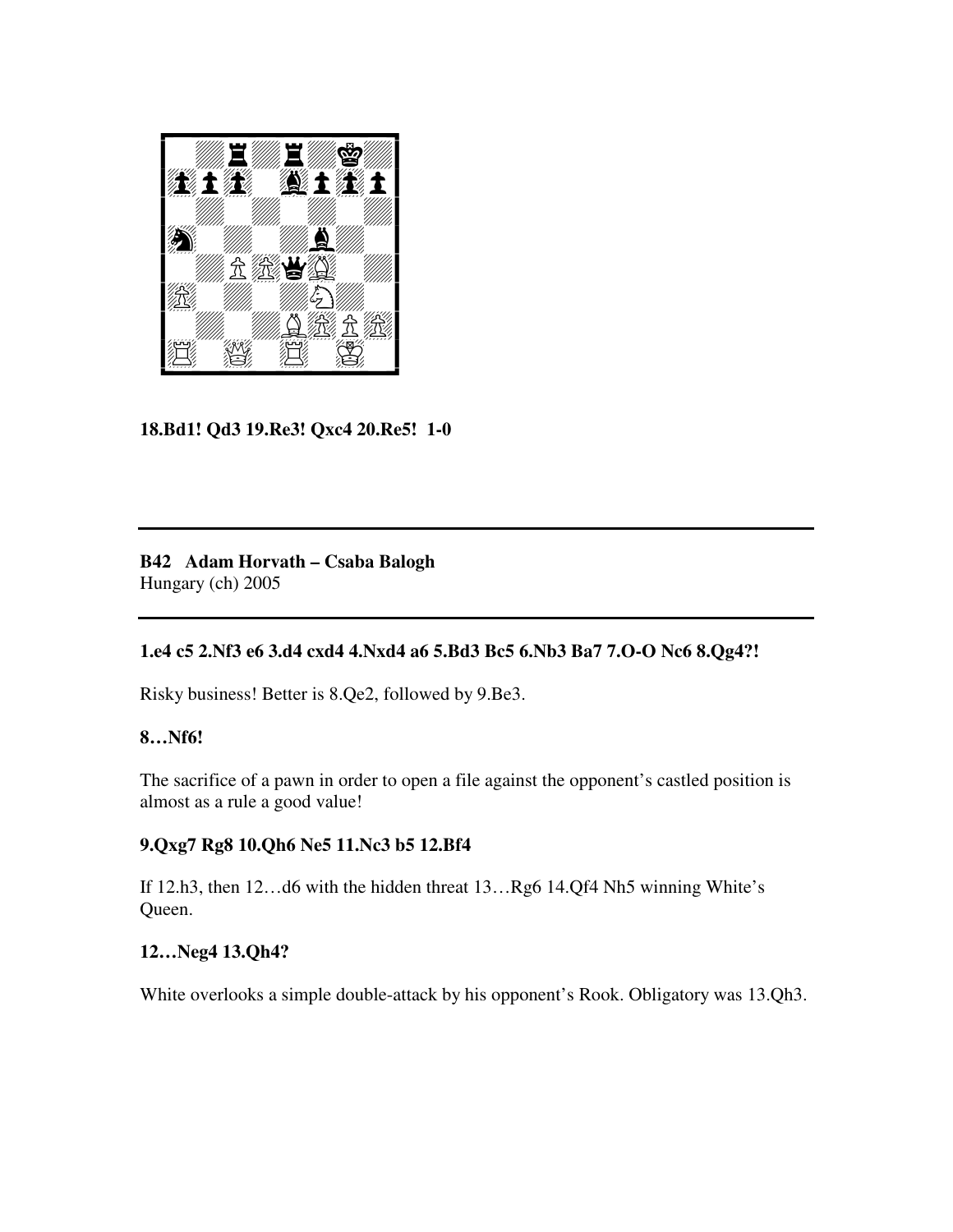**18.Bd1! Qd3 19.Re3! Qxc4 20.Re5! 1-0**

---

**B42 Adam Horvath – Csaba Balogh**
Hungary (ch) 2005

---

**1.e4 c5 2.Nf3 e6 3.d4 cxd4 4.Nxd4 a6 5.Bd3 Bc5 6.Nb3 Ba7 7.O-O Nc6 8.Qg4?!**

Risky business! Better is 8.Qe2, followed by 9.Be3.

**8…Nf6!**

The sacrifice of a pawn in order to open a file against the opponent's castled position is almost as a rule a good value!

**9.Qxg7 Rg8 10.Qh6 Ne5 11.Nc3 b5 12.Bf4**

If 12.h3, then 12…d6 with the hidden threat 13…Rg6 14.Qf4 Nh5 winning White's Queen.

**12…Neg4 13.Qh4?**

White overlooks a simple double-attack by his opponent's Rook. Obligatory was 13.Qh3.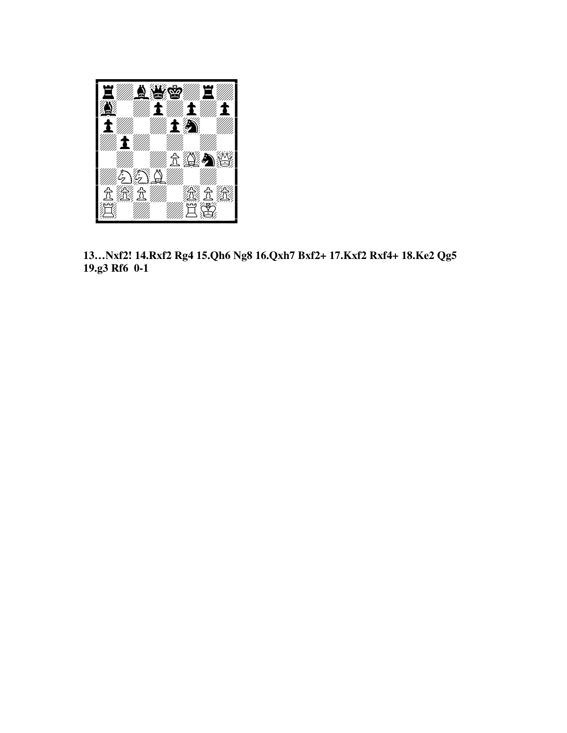**13…Nxf2! 14.Rxf2 Rg4 15.Qh6 Ng8 16.Qxh7 Bxf2+ 17.Kxf2 Rxf4+ 18.Ke2 Qg5 19.g3 Rf6 0-1**